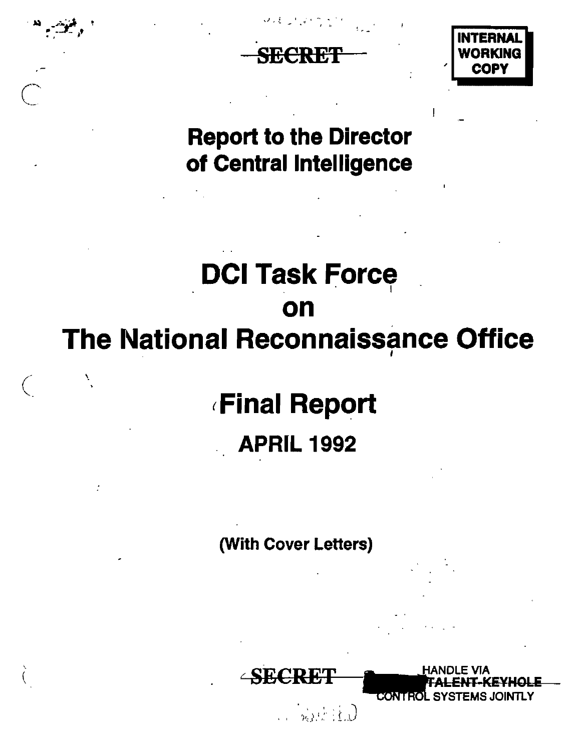SECRET

INTERNAL WORKING COPY

# Report to the Director of Central Intelligence

# DCI Task Force on The National Reconnaissance Office

# Final Report

## APRIL 1992

(With Cover Letters)

SECRET

HANDLE VIA TALENT-KEYHOLE CONTROL SYSTEMS JOINTLY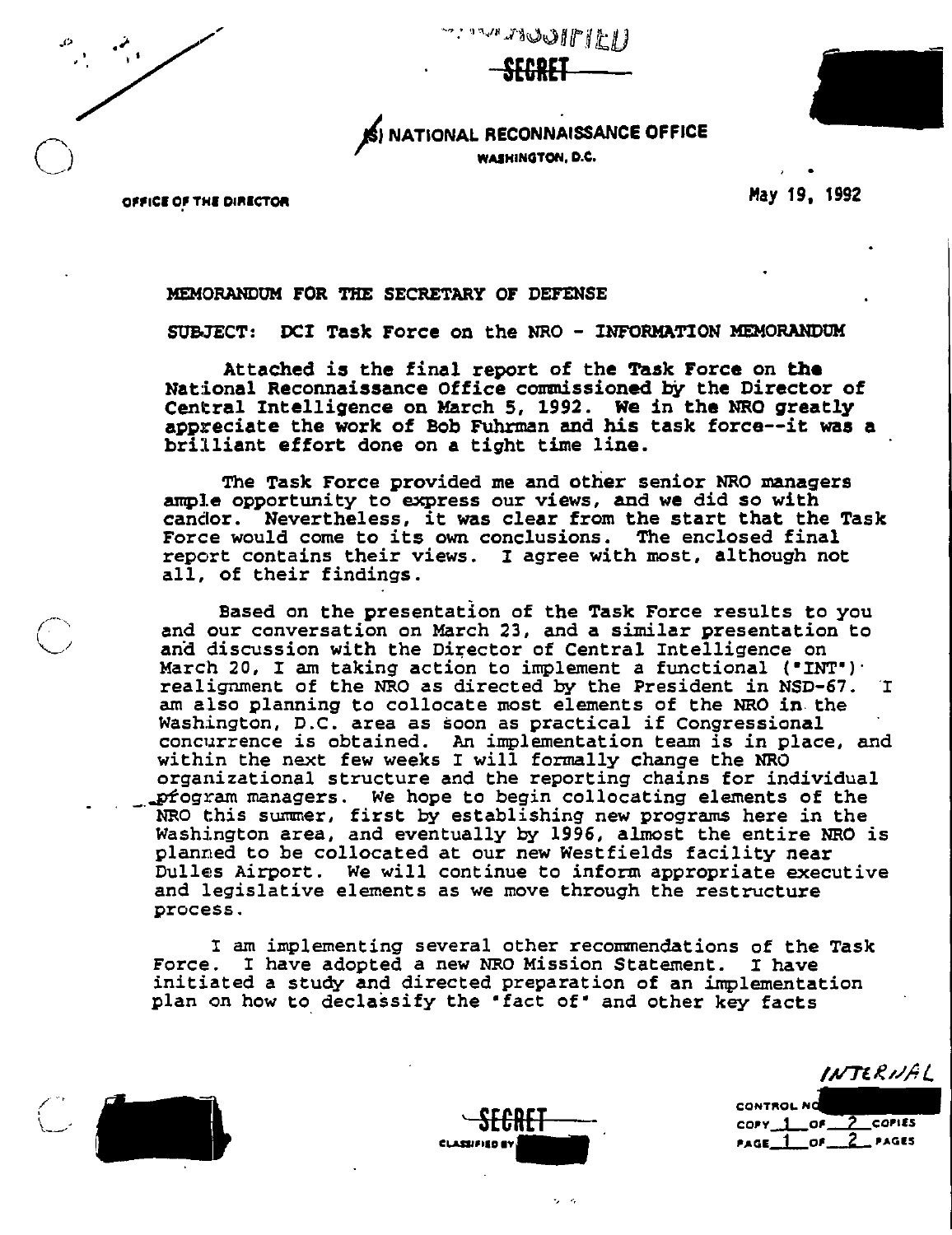UNCLASSIFIED

SECRET

(S) NATIONAL RECONNAISSANCE OFFICE
WASHINGTON, D.C.

OFFICE OF THE DIRECTOR

May 19, 1992

MEMORANDUM FOR THE SECRETARY OF DEFENSE

SUBJECT: DCI Task Force on the NRO - INFORMATION MEMORANDUM

Attached is the final report of the Task Force on the National Reconnaissance Office commissioned by the Director of Central Intelligence on March 5, 1992. We in the NRO greatly appreciate the work of Bob Fuhrman and his task force--it was a brilliant effort done on a tight time line.

The Task Force provided me and other senior NRO managers ample opportunity to express our views, and we did so with candor. Nevertheless, it was clear from the start that the Task Force would come to its own conclusions. The enclosed final report contains their views. I agree with most, although not all, of their findings.

Based on the presentation of the Task Force results to you and our conversation on March 23, and a similar presentation to and discussion with the Director of Central Intelligence on March 20, I am taking action to implement a functional ("INT") realignment of the NRO as directed by the President in NSD-67. I am also planning to collocate most elements of the NRO in the Washington, D.C. area as soon as practical if Congressional concurrence is obtained. An implementation team is in place, and within the next few weeks I will formally change the NRO organizational structure and the reporting chains for individual program managers. We hope to begin collocating elements of the NRO this summer, first by establishing new programs here in the Washington area, and eventually by 1996, almost the entire NRO is planned to be collocated at our new Westfields facility near Dulles Airport. We will continue to inform appropriate executive and legislative elements as we move through the restructure process.

I am implementing several other recommendations of the Task Force. I have adopted a new NRO Mission Statement. I have initiated a study and directed preparation of an implementation plan on how to declassify the "fact of" and other key facts

INTERNAL

SECRET

CLASSIFIED BY

CONTROL NO
COPY 1 OF 2 COPIES
PAGE 1 OF 2 PAGES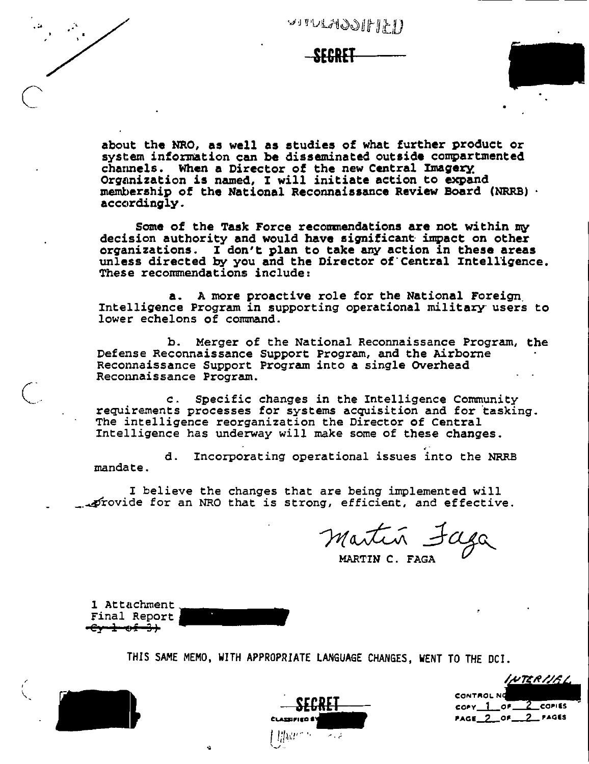about the NRO, as well as studies of what further product or system information can be disseminated outside compartmented channels. When a Director of the new Central Imagery Organization is named, I will initiate action to expand membership of the National Reconnaissance Review Board (NRRB) accordingly.

Some of the Task Force recommendations are not within my decision authority and would have significant impact on other organizations. I don't plan to take any action in these areas unless directed by you and the Director of Central Intelligence. These recommendations include:

a. A more proactive role for the National Foreign Intelligence Program in supporting operational military users to lower echelons of command.

b. Merger of the National Reconnaissance Program, the Defense Reconnaissance Support Program, and the Airborne Reconnaissance Support Program into a single Overhead Reconnaissance Program.

c. Specific changes in the Intelligence Community requirements processes for systems acquisition and for tasking. The intelligence reorganization the Director of Central Intelligence has underway will make some of these changes.

d. Incorporating operational issues into the NRRB mandate.

I believe the changes that are being implemented will provide for an NRO that is strong, efficient, and effective.

Martin Faga
MARTIN C. FAGA

1 Attachment
Final Report
~~(Cy 1 of 3)~~

THIS SAME MEMO, WITH APPROPRIATE LANGUAGE CHANGES, WENT TO THE DCI.

INTERNAL
CONTROL NO
COPY 1 OF 2 COPIES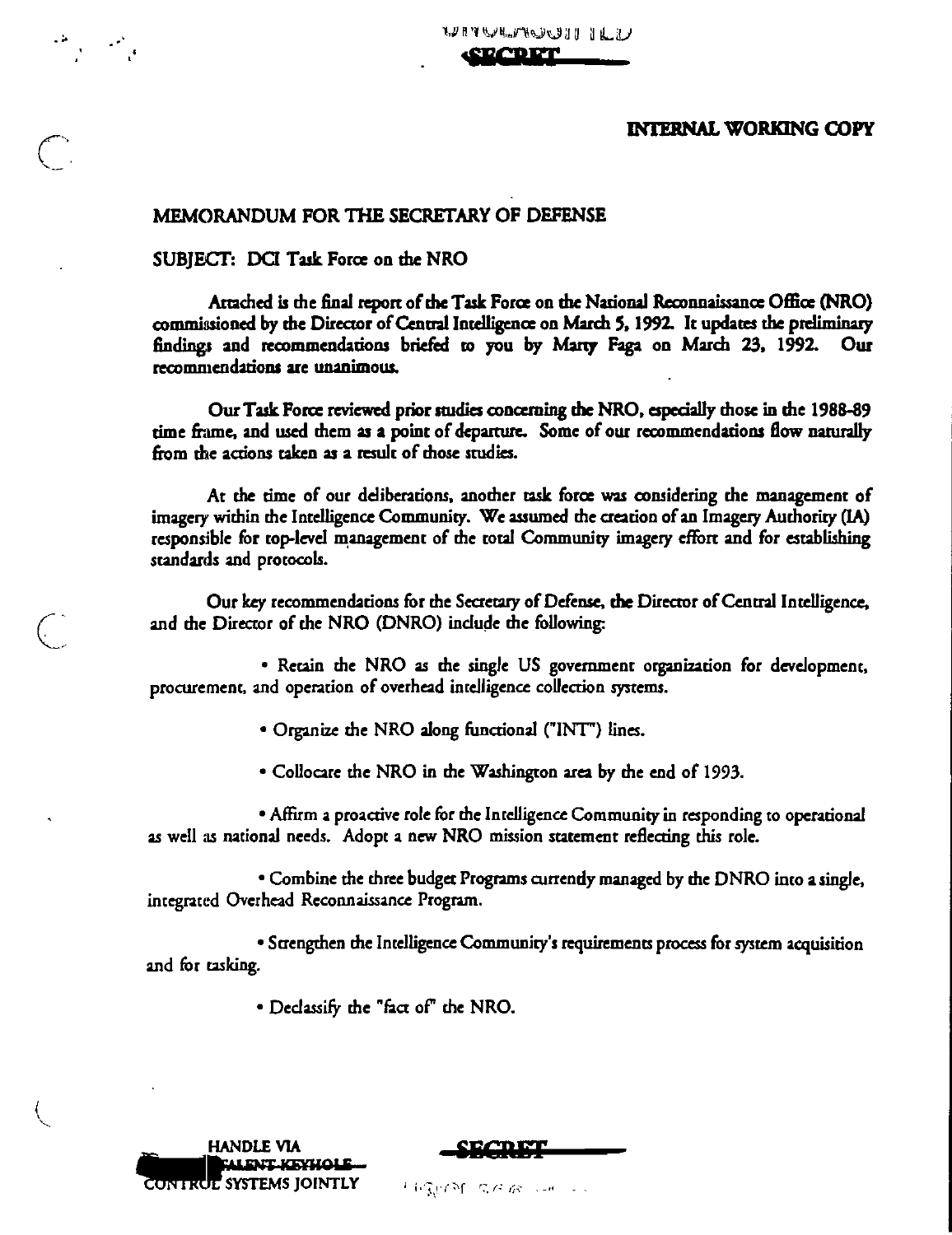UNCLASSIFIED

SECRET

**INTERNAL WORKING COPY**

MEMORANDUM FOR THE SECRETARY OF DEFENSE

SUBJECT: DCI Task Force on the NRO

Attached is the final report of the Task Force on the National Reconnaissance Office (NRO) commissioned by the Director of Central Intelligence on March 5, 1992. It updates the preliminary findings and recommendations briefed to you by Marty Faga on March 23, 1992. Our recommendations are unanimous.

Our Task Force reviewed prior studies concerning the NRO, especially those in the 1988-89 time frame, and used them as a point of departure. Some of our recommendations flow naturally from the actions taken as a result of those studies.

At the time of our deliberations, another task force was considering the management of imagery within the Intelligence Community. We assumed the creation of an Imagery Authority (IA) responsible for top-level management of the total Community imagery effort and for establishing standards and protocols.

Our key recommendations for the Secretary of Defense, the Director of Central Intelligence, and the Director of the NRO (DNRO) include the following:

- Retain the NRO as the single US government organization for development, procurement, and operation of overhead intelligence collection systems.
- Organize the NRO along functional ("INT") lines.
- Collocate the NRO in the Washington area by the end of 1993.
- Affirm a proactive role for the Intelligence Community in responding to operational as well as national needs. Adopt a new NRO mission statement reflecting this role.
- Combine the three budget Programs currently managed by the DNRO into a single, integrated Overhead Reconnaissance Program.
- Strengthen the Intelligence Community's requirements process for system acquisition and for tasking.
- Declassify the "fact of" the NRO.

HANDLE VIA
TALENT-KEYHOLE
CONTROL SYSTEMS JOINTLY

SECRET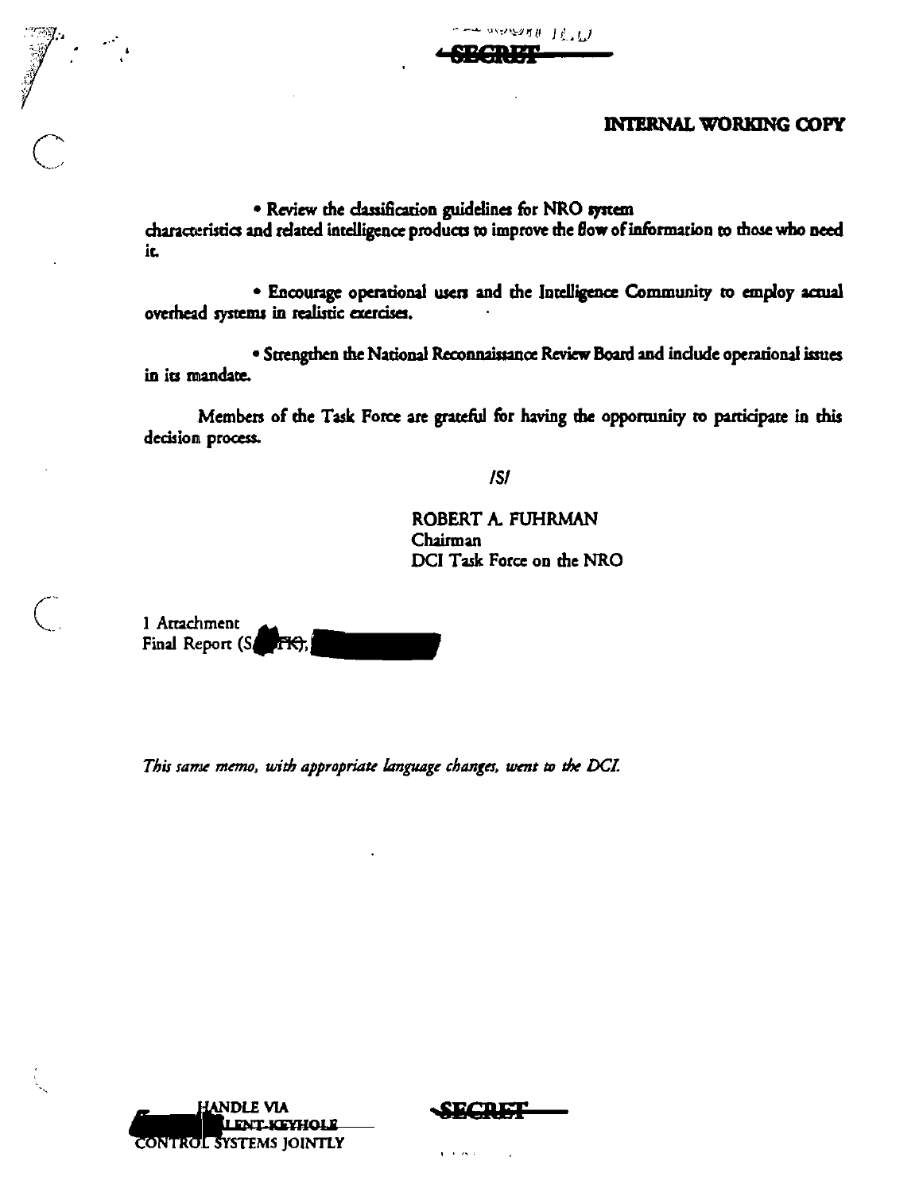SECRET

**INTERNAL WORKING COPY**

- Review the classification guidelines for NRO system characteristics and related intelligence products to improve the flow of information to those who need it.

- Encourage operational users and the Intelligence Community to employ actual overhead systems in realistic exercises.

- Strengthen the National Reconnaissance Review Board and include operational issues in its mandate.

Members of the Task Force are grateful for having the opportunity to participate in this decision process.

/S/

ROBERT A. FUHRMAN
Chairman
DCI Task Force on the NRO

1 Attachment
Final Report (S/ TK),

*This same memo, with appropriate language changes, went to the DCI.*

HANDLE VIA
LENT-KEYHOLE
CONTROL SYSTEMS JOINTLY

SECRET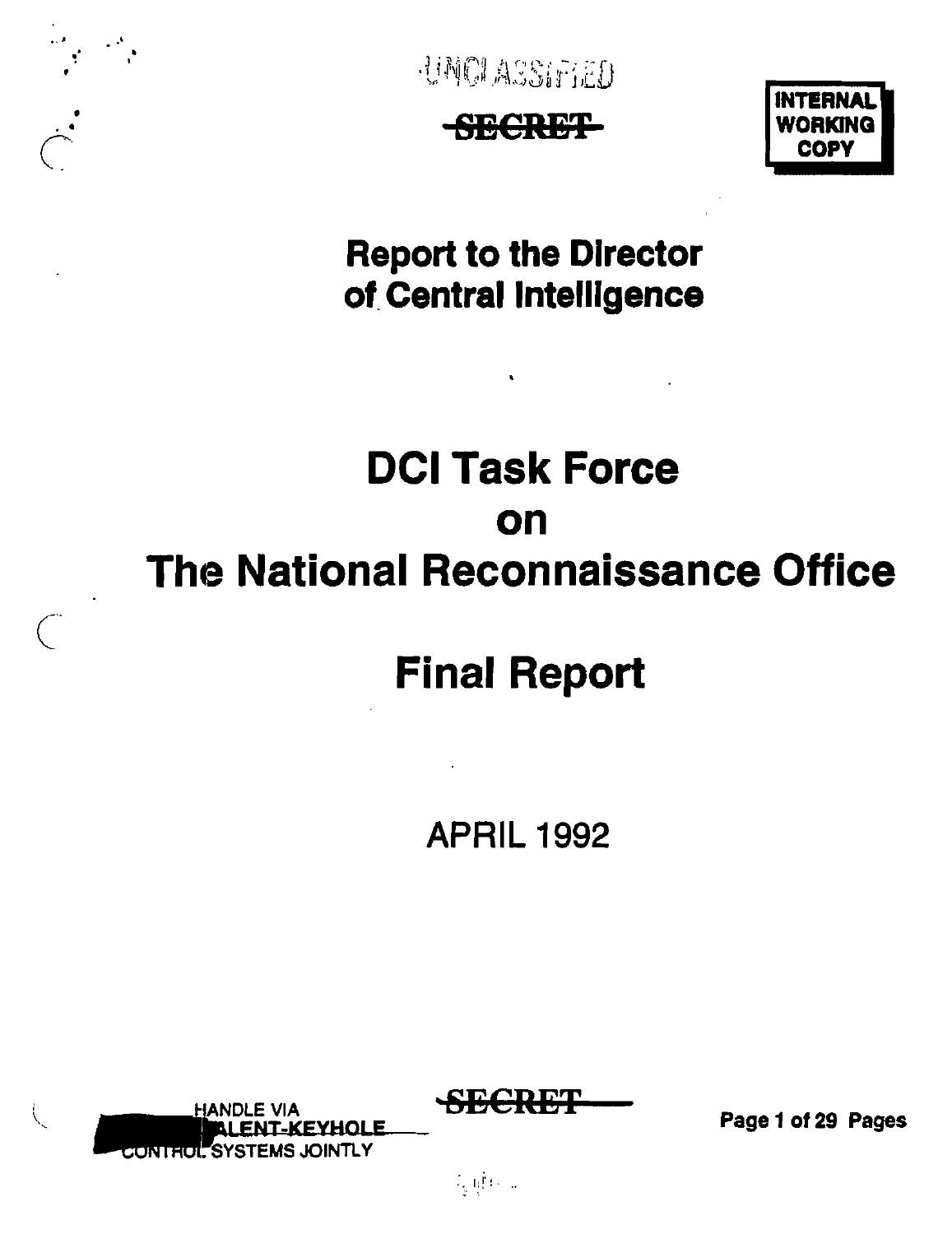UNCLASSIFIED

~~SECRET~~

INTERNAL WORKING COPY

**Report to the Director of Central Intelligence**

# DCI Task Force on The National Reconnaissance Office

# Final Report

APRIL 1992

HANDLE VIA [redacted]ALENT-KEYHOLE CONTROL SYSTEMS JOINTLY

~~SECRET~~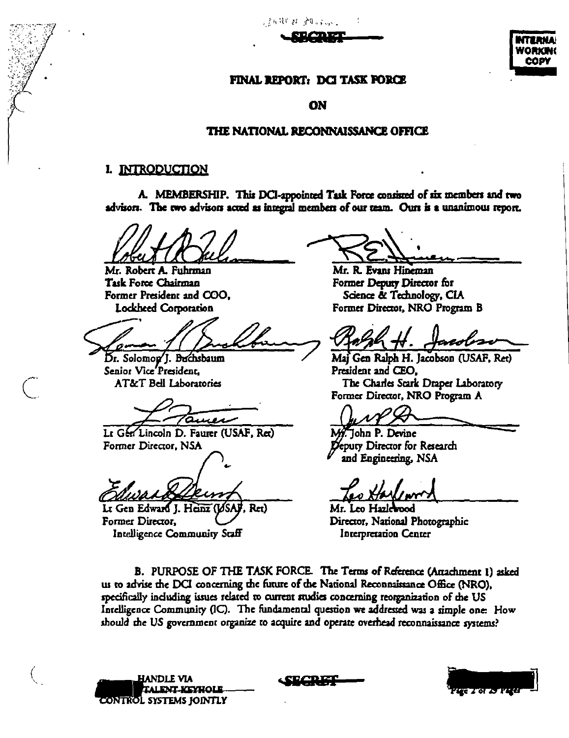SECRET

INTERNAL WORKING COPY

# FINAL REPORT: DCI TASK FORCE

# ON

# THE NATIONAL RECONNAISSANCE OFFICE

## I. INTRODUCTION

A. MEMBERSHIP. This DCI-appointed Task Force consisted of six members and two advisors. The two advisors acted as integral members of our team. Ours is a unanimous report.

Mr. Robert A. Fuhrman
Task Force Chairman
Former President and COO,
Lockheed Corporation

Mr. R. Evans Hineman
Former Deputy Director for Science & Technology, CIA
Former Director, NRO Program B

Dr. Solomon J. Buchsbaum
Senior Vice President,
AT&T Bell Laboratories

Maj Gen Ralph H. Jacobson (USAF, Ret)
President and CEO,
The Charles Stark Draper Laboratory
Former Director, NRO Program A

Lt Gen Lincoln D. Faurer (USAF, Ret)
Former Director, NSA

Mr. John P. Devine
Deputy Director for Research and Engineering, NSA

Lt Gen Edward J. Heinz (USAF, Ret)
Former Director,
Intelligence Community Staff

Mr. Leo Hazlewood
Director, National Photographic Interpretation Center

B. PURPOSE OF THE TASK FORCE. The Terms of Reference (Attachment 1) asked us to advise the DCI concerning the future of the National Reconnaissance Office (NRO), specifically including issues related to current studies concerning reorganization of the US Intelligence Community (IC). The fundamental question we addressed was a simple one: How should the US government organize to acquire and operate overhead reconnaissance systems?

HANDLE VIA TALENT-KEYHOLE CONTROL SYSTEMS JOINTLY

SECRET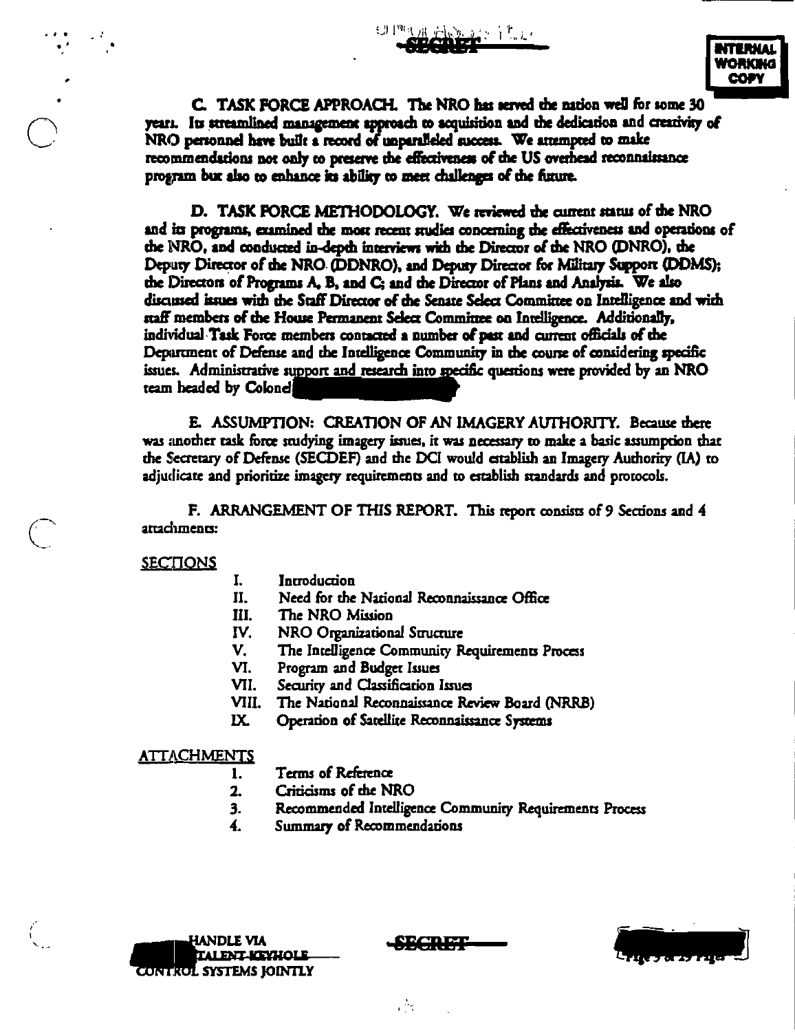C. TASK FORCE APPROACH. The NRO has served the nation well for some 30 years. Its streamlined management approach to acquisition and the dedication and creativity of NRO personnel have built a record of unparalleled success. We attempted to make recommendations not only to preserve the effectiveness of the US overhead reconnaissance program but also to enhance its ability to meet challenges of the future.

D. TASK FORCE METHODOLOGY. We reviewed the current status of the NRO and its programs, examined the most recent studies concerning the effectiveness and operations of the NRO, and conducted in-depth interviews with the Director of the NRO (DNRO), the Deputy Director of the NRO (DDNRO), and Deputy Director for Military Support (DDMS); the Directors of Programs A, B, and C; and the Director of Plans and Analysis. We also discussed issues with the Staff Director of the Senate Select Committee on Intelligence and with staff members of the House Permanent Select Committee on Intelligence. Additionally, individual Task Force members contacted a number of past and current officials of the Department of Defense and the Intelligence Community in the course of considering specific issues. Administrative support and research into specific questions were provided by an NRO team headed by Colonel

E. ASSUMPTION: CREATION OF AN IMAGERY AUTHORITY. Because there was another task force studying imagery issues, it was necessary to make a basic assumption that the Secretary of Defense (SECDEF) and the DCI would establish an Imagery Authority (IA) to adjudicate and prioritize imagery requirements and to establish standards and protocols.

F. ARRANGEMENT OF THIS REPORT. This report consists of 9 Sections and 4 attachments:

SECTIONS

- I. Introduction
- II. Need for the National Reconnaissance Office
- III. The NRO Mission
- IV. NRO Organizational Structure
- V. The Intelligence Community Requirements Process
- VI. Program and Budget Issues
- VII. Security and Classification Issues
- VIII. The National Reconnaissance Review Board (NRRB)
- IX. Operation of Satellite Reconnaissance Systems

ATTACHMENTS

1. Terms of Reference
2. Criticisms of the NRO
3. Recommended Intelligence Community Requirements Process
4. Summary of Recommendations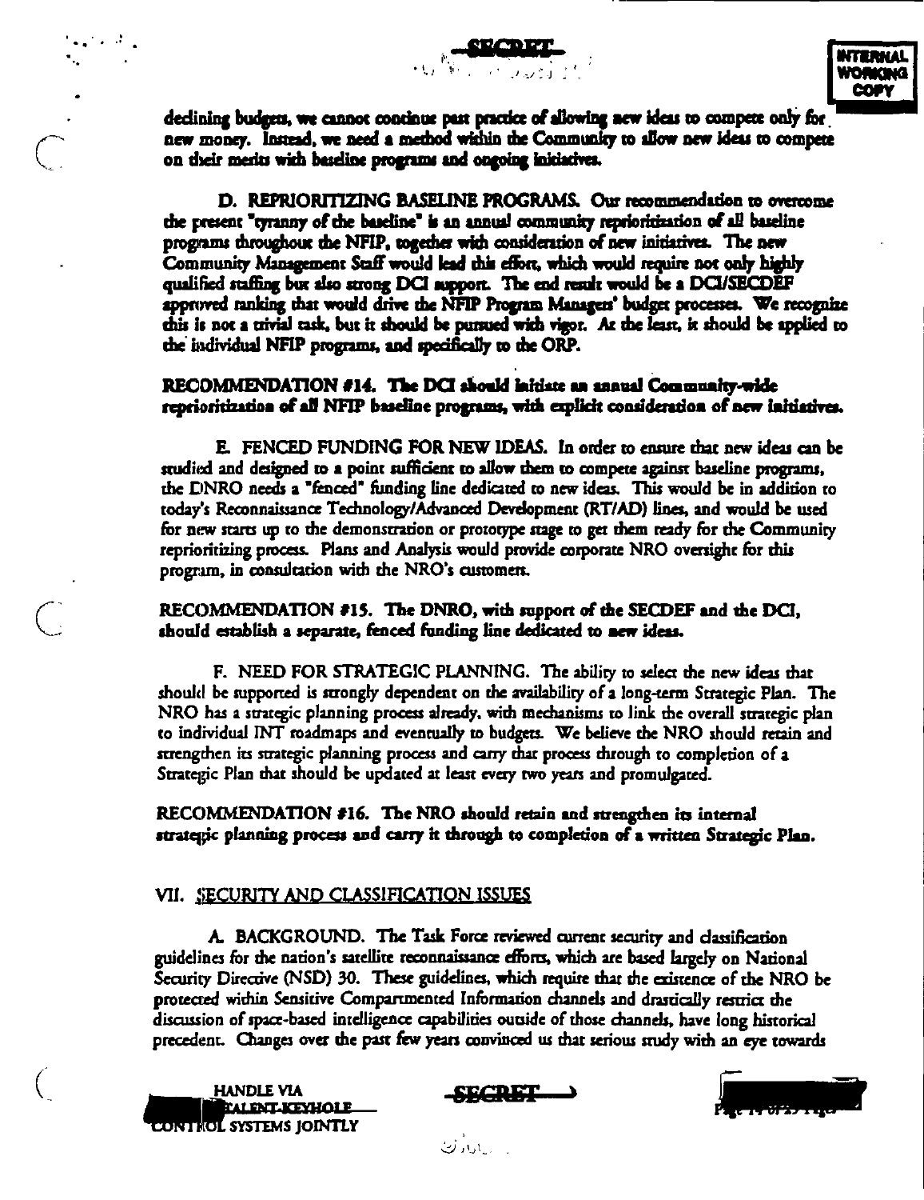declining budgets, we cannot continue past practice of allowing new ideas to compete only for new money. Instead, we need a method within the Community to allow new ideas to compete on their merits with baseline programs and ongoing initiatives.

D. REPRIORITIZING BASELINE PROGRAMS. Our recommendation to overcome the present "tyranny of the baseline" is an annual community reprioritization of all baseline programs throughout the NFIP, together with consideration of new initiatives. The new Community Management Staff would lead this effort, which would require not only highly qualified staffing but also strong DCI support. The end result would be a DCI/SECDEF approved ranking that would drive the NFIP Program Managers' budget processes. We recognize this is not a trivial task, but it should be pursued with vigor. At the least, it should be applied to the individual NFIP programs, and specifically to the ORP.

**RECOMMENDATION #14. The DCI should initiate an annual Community-wide reprioritization of all NFIP baseline programs, with explicit consideration of new initiatives.**

E. FENCED FUNDING FOR NEW IDEAS. In order to ensure that new ideas can be studied and designed to a point sufficient to allow them to compete against baseline programs, the DNRO needs a "fenced" funding line dedicated to new ideas. This would be in addition to today's Reconnaissance Technology/Advanced Development (RT/AD) lines, and would be used for new starts up to the demonstration or prototype stage to get them ready for the Community reprioritizing process. Plans and Analysis would provide corporate NRO oversight for this program, in consultation with the NRO's customers.

**RECOMMENDATION #15. The DNRO, with support of the SECDEF and the DCI, should establish a separate, fenced funding line dedicated to new ideas.**

F. NEED FOR STRATEGIC PLANNING. The ability to select the new ideas that should be supported is strongly dependent on the availability of a long-term Strategic Plan. The NRO has a strategic planning process already, with mechanisms to link the overall strategic plan to individual INT roadmaps and eventually to budgets. We believe the NRO should retain and strengthen its strategic planning process and carry that process through to completion of a Strategic Plan that should be updated at least every two years and promulgated.

**RECOMMENDATION #16. The NRO should retain and strengthen its internal strategic planning process and carry it through to completion of a written Strategic Plan.**

## VII. SECURITY AND CLASSIFICATION ISSUES

A. BACKGROUND. The Task Force reviewed current security and classification guidelines for the nation's satellite reconnaissance efforts, which are based largely on National Security Directive (NSD) 30. These guidelines, which require that the existence of the NRO be protected within Sensitive Compartmented Information channels and drastically restrict the discussion of space-based intelligence capabilities outside of those channels, have long historical precedent. Changes over the past few years convinced us that serious study with an eye towards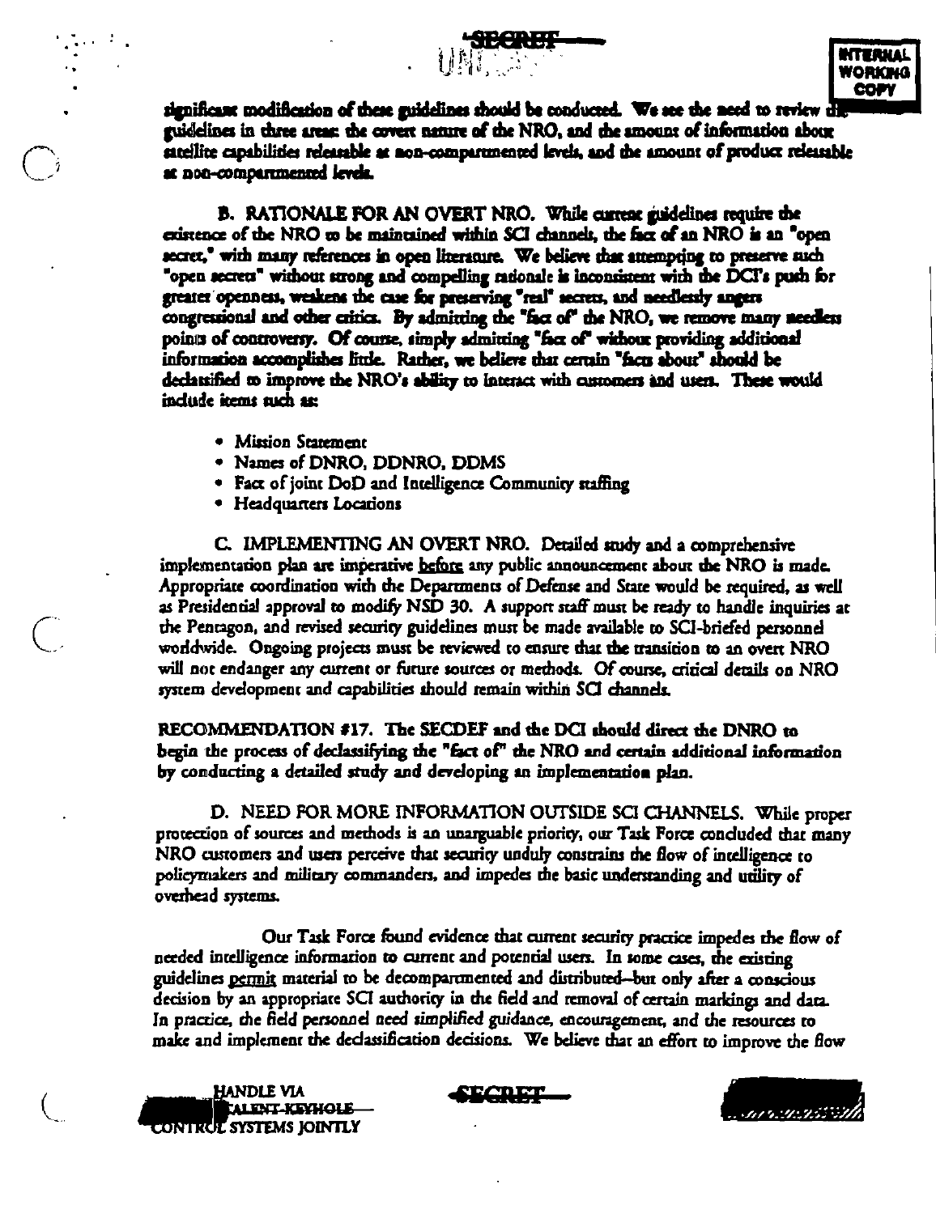significant modification of these guidelines should be conducted. We see the need to review the guidelines in three areas: the covert nature of the NRO, and the amount of information about satellite capabilities releasable at non-compartmented levels, and the amount of product releasable at non-compartmented levels.

B. RATIONALE FOR AN OVERT NRO. While current guidelines require the existence of the NRO to be maintained within SCI channels, the fact of an NRO is an "open secret," with many references in open literature. We believe that attempting to preserve such "open secrets" without strong and compelling rationale is inconsistent with the DCI's push for greater openness, weakens the case for preserving "real" secrets, and needlessly angers congressional and other critics. By admitting the "fact of" the NRO, we remove many needless points of controversy. Of course, simply admitting "fact of" without providing additional information accomplishes little. Rather, we believe that certain "facts about" should be declassified to improve the NRO's ability to interact with customers and users. These would include items such as:

- Mission Statement
- Names of DNRO, DDNRO, DDMS
- Fact of joint DoD and Intelligence Community staffing
- Headquarters Locations

C. IMPLEMENTING AN OVERT NRO. Detailed study and a comprehensive implementation plan are imperative before any public announcement about the NRO is made. Appropriate coordination with the Departments of Defense and State would be required, as well as Presidential approval to modify NSD 30. A support staff must be ready to handle inquiries at the Pentagon, and revised security guidelines must be made available to SCI-briefed personnel worldwide. Ongoing projects must be reviewed to ensure that the transition to an overt NRO will not endanger any current or future sources or methods. Of course, critical details on NRO system development and capabilities should remain within SCI channels.

RECOMMENDATION #17. The SECDEF and the DCI should direct the DNRO to begin the process of declassifying the "fact of" the NRO and certain additional information by conducting a detailed study and developing an implementation plan.

D. NEED FOR MORE INFORMATION OUTSIDE SCI CHANNELS. While proper protection of sources and methods is an unarguable priority, our Task Force concluded that many NRO customers and users perceive that security unduly constrains the flow of intelligence to policymakers and military commanders, and impedes the basic understanding and utility of overhead systems.

Our Task Force found evidence that current security practice impedes the flow of needed intelligence information to current and potential users. In some cases, the existing guidelines permit material to be decompartmented and distributed—but only after a conscious decision by an appropriate SCI authority in the field and removal of certain markings and data. In practice, the field personnel need simplified guidance, encouragement, and the resources to make and implement the declassification decisions. We believe that an effort to improve the flow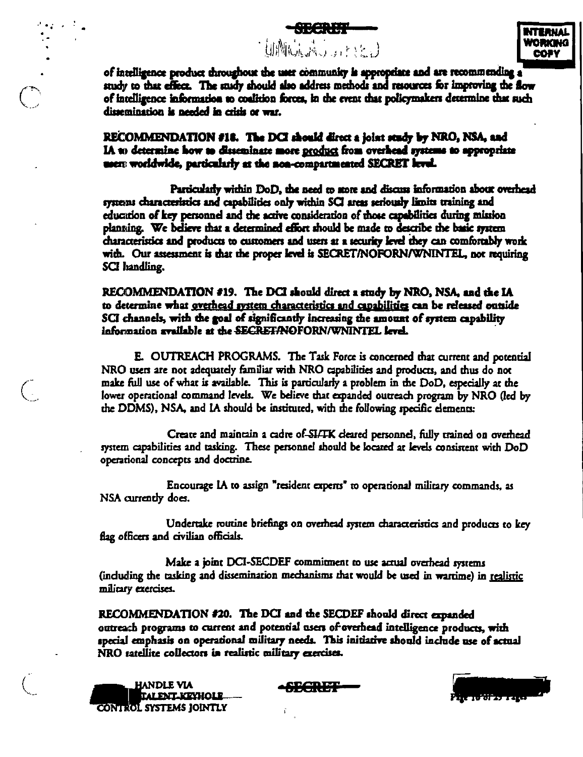of intelligence product throughout the user community is appropriate and are recommending a study to that effect. The study should also address methods and resources for improving the flow of intelligence information to coalition forces, in the event that policymakers determine that such dissemination is needed in crisis or war.

**RECOMMENDATION #18. The DCI should direct a joint study by NRO, NSA, and IA to determine how to disseminate more product from overhead systems to appropriate users worldwide, particularly at the non-compartmented SECRET level.**

Particularly within DoD, the need to store and discuss information about overhead systems characteristics and capabilities only within SCI areas seriously limits training and education of key personnel and the active consideration of those capabilities during mission planning. We believe that a determined effort should be made to describe the basic system characteristics and products to customers and users at a security level they can comfortably work with. Our assessment is that the proper level is SECRET/NOFORN/WNINTEL, not requiring SCI handling.

**RECOMMENDATION #19. The DCI should direct a study by NRO, NSA, and the IA to determine what overhead system characteristics and capabilities can be released outside SCI channels, with the goal of significantly increasing the amount of system capability information available at the SECRET/NOFORN/WNINTEL level.**

E. OUTREACH PROGRAMS. The Task Force is concerned that current and potential NRO users are not adequately familiar with NRO capabilities and products, and thus do not make full use of what is available. This is particularly a problem in the DoD, especially at the lower operational command levels. We believe that expanded outreach program by NRO (led by the DDMS), NSA, and IA should be instituted, with the following specific elements:

Create and maintain a cadre of SI/TK cleared personnel, fully trained on overhead system capabilities and tasking. These personnel should be located at levels consistent with DoD operational concepts and doctrine.

Encourage IA to assign "resident experts" to operational military commands, as NSA currently does.

Undertake routine briefings on overhead system characteristics and products to key flag officers and civilian officials.

Make a joint DCI-SECDEF commitment to use actual overhead systems (including the tasking and dissemination mechanisms that would be used in wartime) in realistic military exercises.

**RECOMMENDATION #20. The DCI and the SECDEF should direct expanded outreach programs to current and potential users of overhead intelligence products, with special emphasis on operational military needs. This initiative should include use of actual NRO satellite collectors in realistic military exercises.**